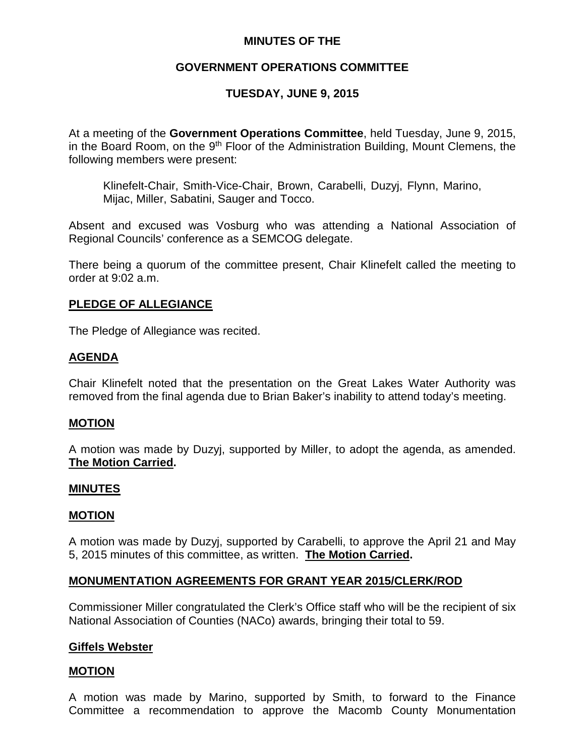**MINUTES OF THE**

**GOVERNMENT OPERATIONS COMMITTEE**

**TUESDAY, JUNE 9, 2015**

At a meeting of the **Government Operations Committee**, held Tuesday, June 9, 2015, in the Board Room, on the 9th Floor of the Administration Building, Mount Clemens, the following members were present:

Klinefelt-Chair, Smith-Vice-Chair, Brown, Carabelli, Duzyj, Flynn, Marino, Mijac, Miller, Sabatini, Sauger and Tocco.

Absent and excused was Vosburg who was attending a National Association of Regional Councils' conference as a SEMCOG delegate.

There being a quorum of the committee present, Chair Klinefelt called the meeting to order at 9:02 a.m.

**PLEDGE OF ALLEGIANCE**

The Pledge of Allegiance was recited.

**AGENDA**

Chair Klinefelt noted that the presentation on the Great Lakes Water Authority was removed from the final agenda due to Brian Baker's inability to attend today's meeting.

**MOTION**

A motion was made by Duzyj, supported by Miller, to adopt the agenda, as amended. **The Motion Carried.**

**MINUTES**

**MOTION**

A motion was made by Duzyj, supported by Carabelli, to approve the April 21 and May 5, 2015 minutes of this committee, as written. **The Motion Carried.**

**MONUMENTATION AGREEMENTS FOR GRANT YEAR 2015/CLERK/ROD**

Commissioner Miller congratulated the Clerk's Office staff who will be the recipient of six National Association of Counties (NACo) awards, bringing their total to 59.

**Giffels Webster**

**MOTION**

A motion was made by Marino, supported by Smith, to forward to the Finance Committee a recommendation to approve the Macomb County Monumentation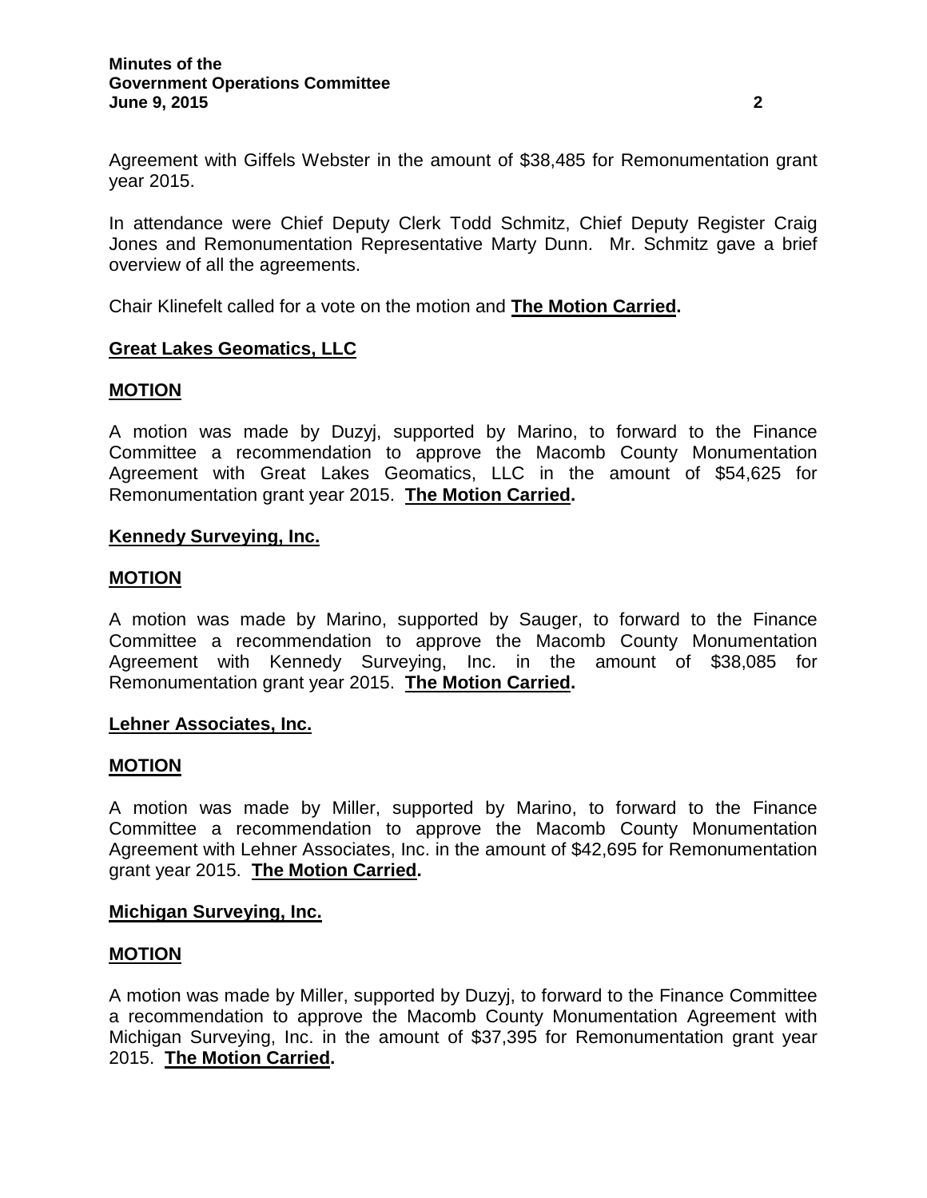Agreement with Giffels Webster in the amount of $38,485 for Remonumentation grant year 2015.

In attendance were Chief Deputy Clerk Todd Schmitz, Chief Deputy Register Craig Jones and Remonumentation Representative Marty Dunn. Mr. Schmitz gave a brief overview of all the agreements.

Chair Klinefelt called for a vote on the motion and **The Motion Carried.**

**Great Lakes Geomatics, LLC**

**MOTION**

A motion was made by Duzyj, supported by Marino, to forward to the Finance Committee a recommendation to approve the Macomb County Monumentation Agreement with Great Lakes Geomatics, LLC in the amount of $54,625 for Remonumentation grant year 2015. **The Motion Carried.**

**Kennedy Surveying, Inc.**

**MOTION**

A motion was made by Marino, supported by Sauger, to forward to the Finance Committee a recommendation to approve the Macomb County Monumentation Agreement with Kennedy Surveying, Inc. in the amount of $38,085 for Remonumentation grant year 2015. **The Motion Carried.**

**Lehner Associates, Inc.**

**MOTION**

A motion was made by Miller, supported by Marino, to forward to the Finance Committee a recommendation to approve the Macomb County Monumentation Agreement with Lehner Associates, Inc. in the amount of $42,695 for Remonumentation grant year 2015. **The Motion Carried.**

**Michigan Surveying, Inc.**

**MOTION**

A motion was made by Miller, supported by Duzyj, to forward to the Finance Committee a recommendation to approve the Macomb County Monumentation Agreement with Michigan Surveying, Inc. in the amount of $37,395 for Remonumentation grant year 2015. **The Motion Carried.**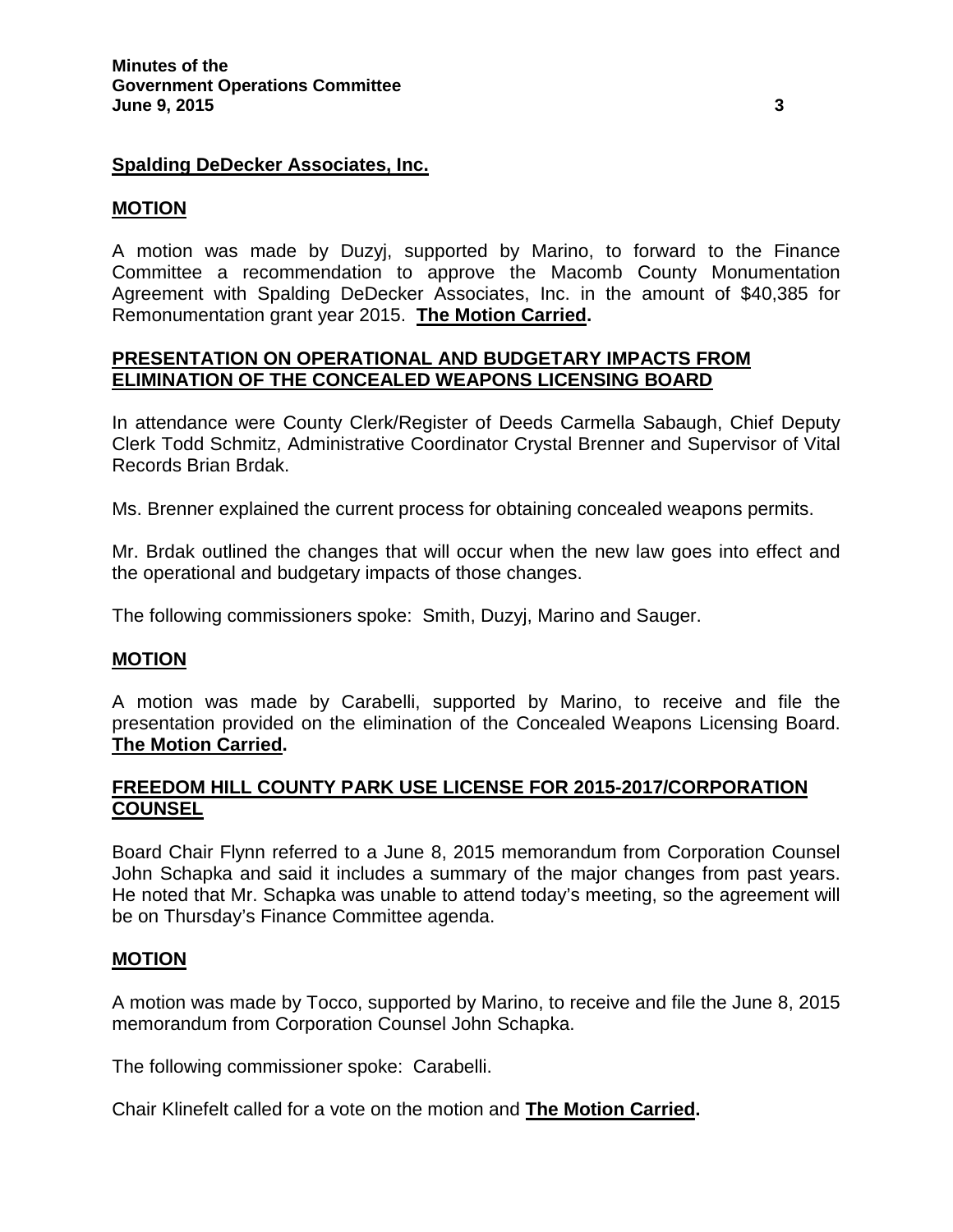**Spalding DeDecker Associates, Inc.**

**MOTION**

A motion was made by Duzyj, supported by Marino, to forward to the Finance Committee a recommendation to approve the Macomb County Monumentation Agreement with Spalding DeDecker Associates, Inc. in the amount of $40,385 for Remonumentation grant year 2015. **The Motion Carried.**

## PRESENTATION ON OPERATIONAL AND BUDGETARY IMPACTS FROM ELIMINATION OF THE CONCEALED WEAPONS LICENSING BOARD

In attendance were County Clerk/Register of Deeds Carmella Sabaugh, Chief Deputy Clerk Todd Schmitz, Administrative Coordinator Crystal Brenner and Supervisor of Vital Records Brian Brdak.

Ms. Brenner explained the current process for obtaining concealed weapons permits.

Mr. Brdak outlined the changes that will occur when the new law goes into effect and the operational and budgetary impacts of those changes.

The following commissioners spoke: Smith, Duzyj, Marino and Sauger.

**MOTION**

A motion was made by Carabelli, supported by Marino, to receive and file the presentation provided on the elimination of the Concealed Weapons Licensing Board. **The Motion Carried.**

## FREEDOM HILL COUNTY PARK USE LICENSE FOR 2015-2017/CORPORATION COUNSEL

Board Chair Flynn referred to a June 8, 2015 memorandum from Corporation Counsel John Schapka and said it includes a summary of the major changes from past years. He noted that Mr. Schapka was unable to attend today's meeting, so the agreement will be on Thursday's Finance Committee agenda.

**MOTION**

A motion was made by Tocco, supported by Marino, to receive and file the June 8, 2015 memorandum from Corporation Counsel John Schapka.

The following commissioner spoke: Carabelli.

Chair Klinefelt called for a vote on the motion and **The Motion Carried.**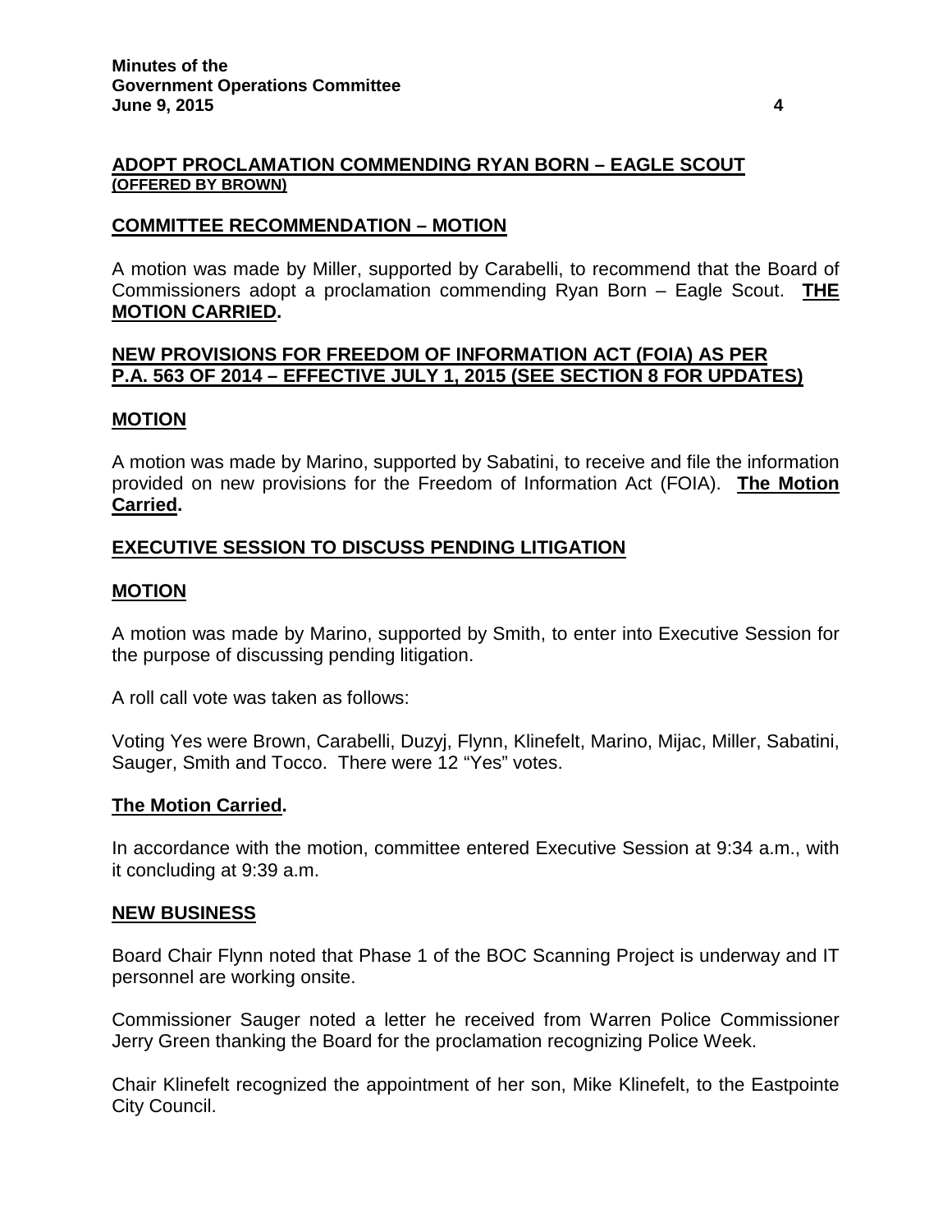**ADOPT PROCLAMATION COMMENDING RYAN BORN – EAGLE SCOUT**
**(OFFERED BY BROWN)**

**COMMITTEE RECOMMENDATION – MOTION**

A motion was made by Miller, supported by Carabelli, to recommend that the Board of Commissioners adopt a proclamation commending Ryan Born – Eagle Scout. **THE MOTION CARRIED.**

**NEW PROVISIONS FOR FREEDOM OF INFORMATION ACT (FOIA) AS PER P.A. 563 OF 2014 – EFFECTIVE JULY 1, 2015 (SEE SECTION 8 FOR UPDATES)**

**MOTION**

A motion was made by Marino, supported by Sabatini, to receive and file the information provided on new provisions for the Freedom of Information Act (FOIA). **The Motion Carried.**

**EXECUTIVE SESSION TO DISCUSS PENDING LITIGATION**

**MOTION**

A motion was made by Marino, supported by Smith, to enter into Executive Session for the purpose of discussing pending litigation.

A roll call vote was taken as follows:

Voting Yes were Brown, Carabelli, Duzyj, Flynn, Klinefelt, Marino, Mijac, Miller, Sabatini, Sauger, Smith and Tocco. There were 12 "Yes" votes.

**The Motion Carried.**

In accordance with the motion, committee entered Executive Session at 9:34 a.m., with it concluding at 9:39 a.m.

**NEW BUSINESS**

Board Chair Flynn noted that Phase 1 of the BOC Scanning Project is underway and IT personnel are working onsite.

Commissioner Sauger noted a letter he received from Warren Police Commissioner Jerry Green thanking the Board for the proclamation recognizing Police Week.

Chair Klinefelt recognized the appointment of her son, Mike Klinefelt, to the Eastpointe City Council.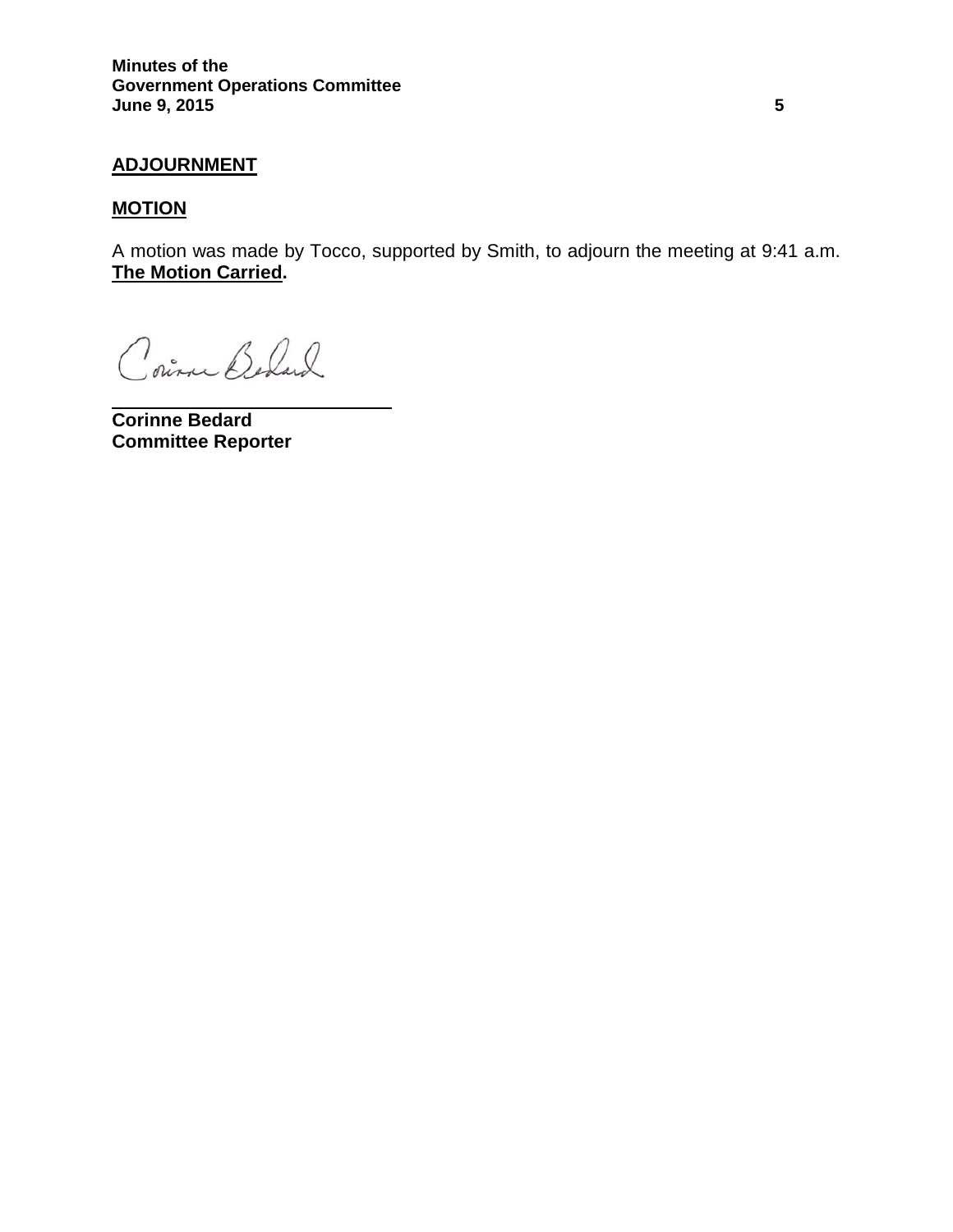## ADJOURNMENT

### MOTION

A motion was made by Tocco, supported by Smith, to adjourn the meeting at 9:41 a.m. **The Motion Carried.**

**Corinne Bedard**
**Committee Reporter**